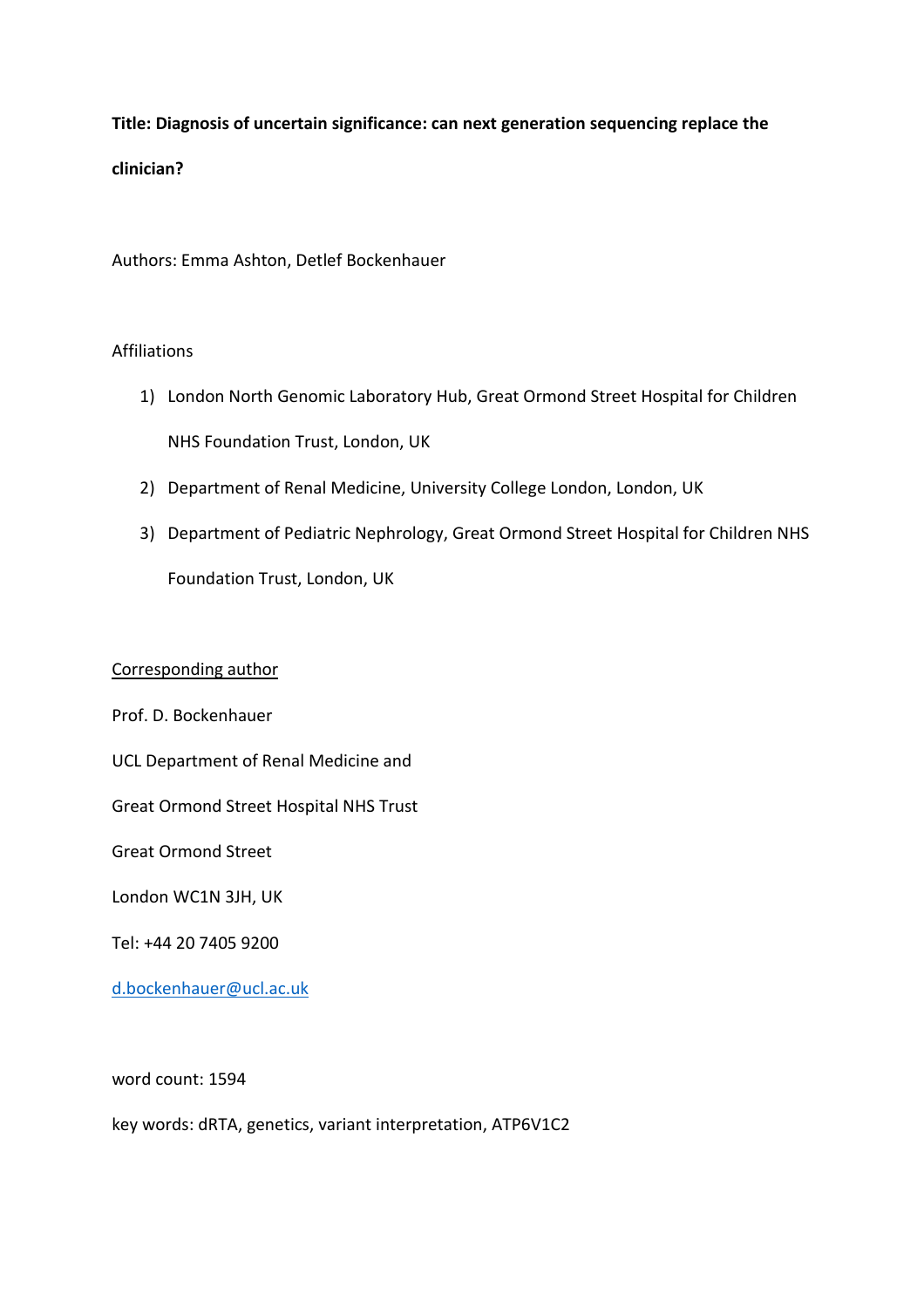**Title: Diagnosis of uncertain significance: can next generation sequencing replace the clinician?**

Authors: Emma Ashton, Detlef Bockenhauer

Affiliations

1) London North Genomic Laboratory Hub, Great Ormond Street Hospital for Children NHS Foundation Trust, London, UK
2) Department of Renal Medicine, University College London, London, UK
3) Department of Pediatric Nephrology, Great Ormond Street Hospital for Children NHS Foundation Trust, London, UK

<u>Corresponding author</u>

Prof. D. Bockenhauer

UCL Department of Renal Medicine and

Great Ormond Street Hospital NHS Trust

Great Ormond Street

London WC1N 3JH, UK

Tel: +44 20 7405 9200

d.bockenhauer@ucl.ac.uk

word count: 1594

key words: dRTA, genetics, variant interpretation, ATP6V1C2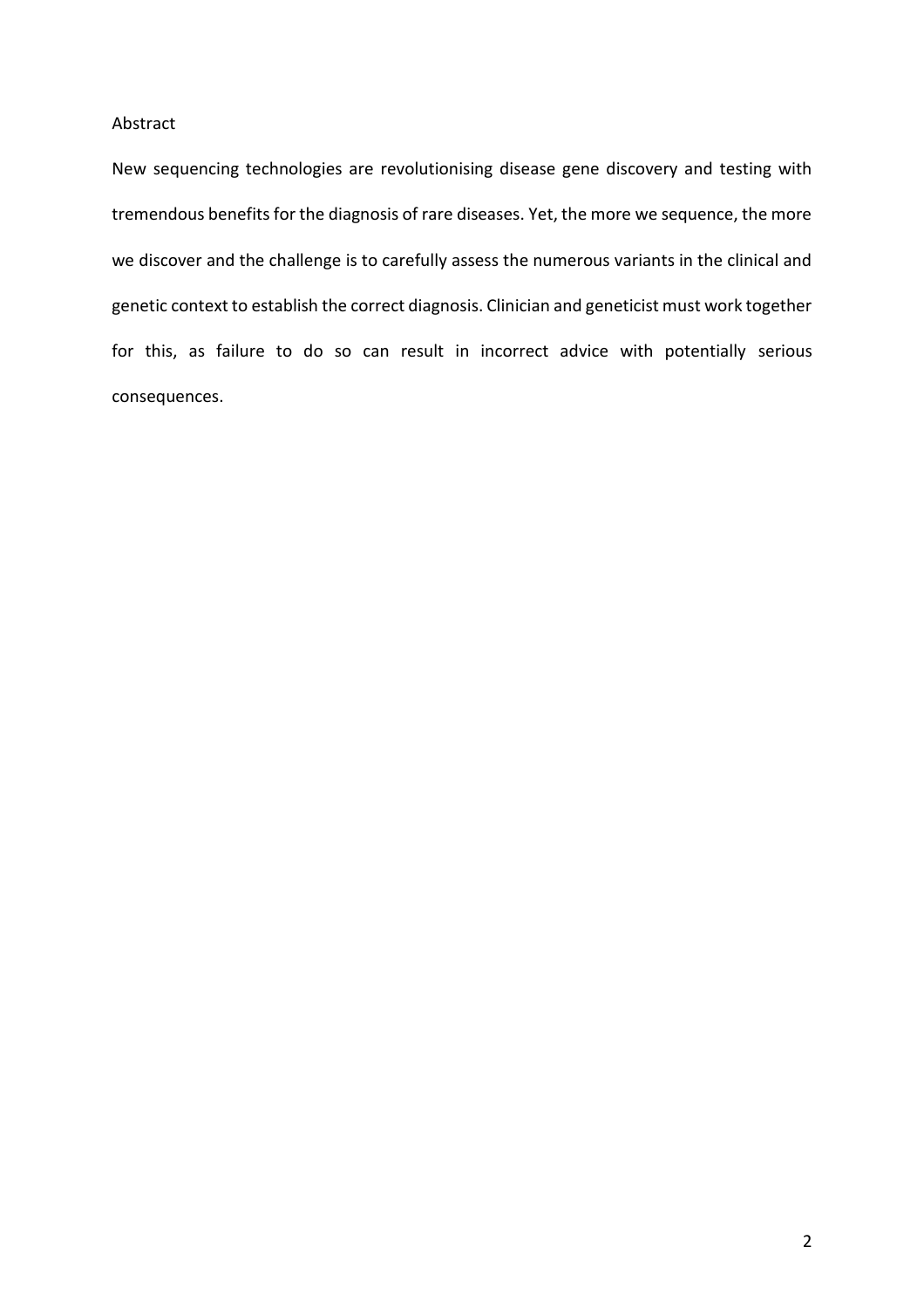## Abstract

New sequencing technologies are revolutionising disease gene discovery and testing with tremendous benefits for the diagnosis of rare diseases. Yet, the more we sequence, the more we discover and the challenge is to carefully assess the numerous variants in the clinical and genetic context to establish the correct diagnosis. Clinician and geneticist must work together for this, as failure to do so can result in incorrect advice with potentially serious consequences.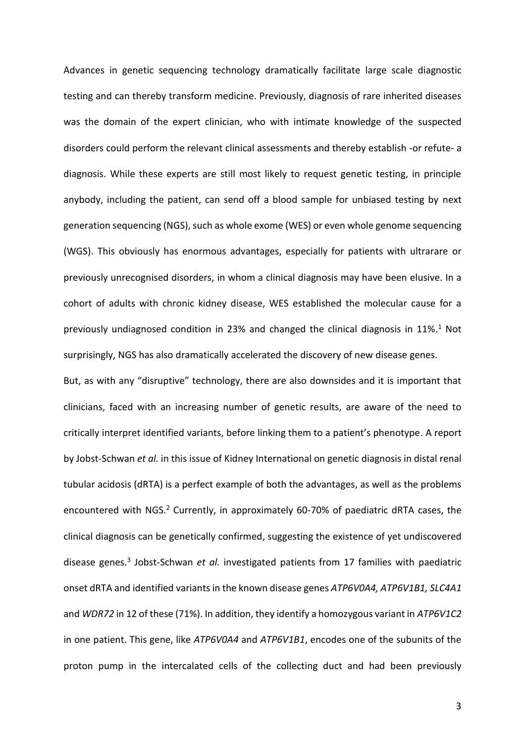Advances in genetic sequencing technology dramatically facilitate large scale diagnostic testing and can thereby transform medicine. Previously, diagnosis of rare inherited diseases was the domain of the expert clinician, who with intimate knowledge of the suspected disorders could perform the relevant clinical assessments and thereby establish -or refute- a diagnosis. While these experts are still most likely to request genetic testing, in principle anybody, including the patient, can send off a blood sample for unbiased testing by next generation sequencing (NGS), such as whole exome (WES) or even whole genome sequencing (WGS). This obviously has enormous advantages, especially for patients with ultrarare or previously unrecognised disorders, in whom a clinical diagnosis may have been elusive. In a cohort of adults with chronic kidney disease, WES established the molecular cause for a previously undiagnosed condition in 23% and changed the clinical diagnosis in 11%.[1] Not surprisingly, NGS has also dramatically accelerated the discovery of new disease genes.

But, as with any "disruptive" technology, there are also downsides and it is important that clinicians, faced with an increasing number of genetic results, are aware of the need to critically interpret identified variants, before linking them to a patient's phenotype. A report by Jobst-Schwan *et al.* in this issue of Kidney International on genetic diagnosis in distal renal tubular acidosis (dRTA) is a perfect example of both the advantages, as well as the problems encountered with NGS.[2] Currently, in approximately 60-70% of paediatric dRTA cases, the clinical diagnosis can be genetically confirmed, suggesting the existence of yet undiscovered disease genes.[3] Jobst-Schwan *et al.* investigated patients from 17 families with paediatric onset dRTA and identified variants in the known disease genes *ATP6V0A4, ATP6V1B1, SLC4A1* and *WDR72* in 12 of these (71%). In addition, they identify a homozygous variant in *ATP6V1C2* in one patient. This gene, like *ATP6V0A4* and *ATP6V1B1*, encodes one of the subunits of the proton pump in the intercalated cells of the collecting duct and had been previously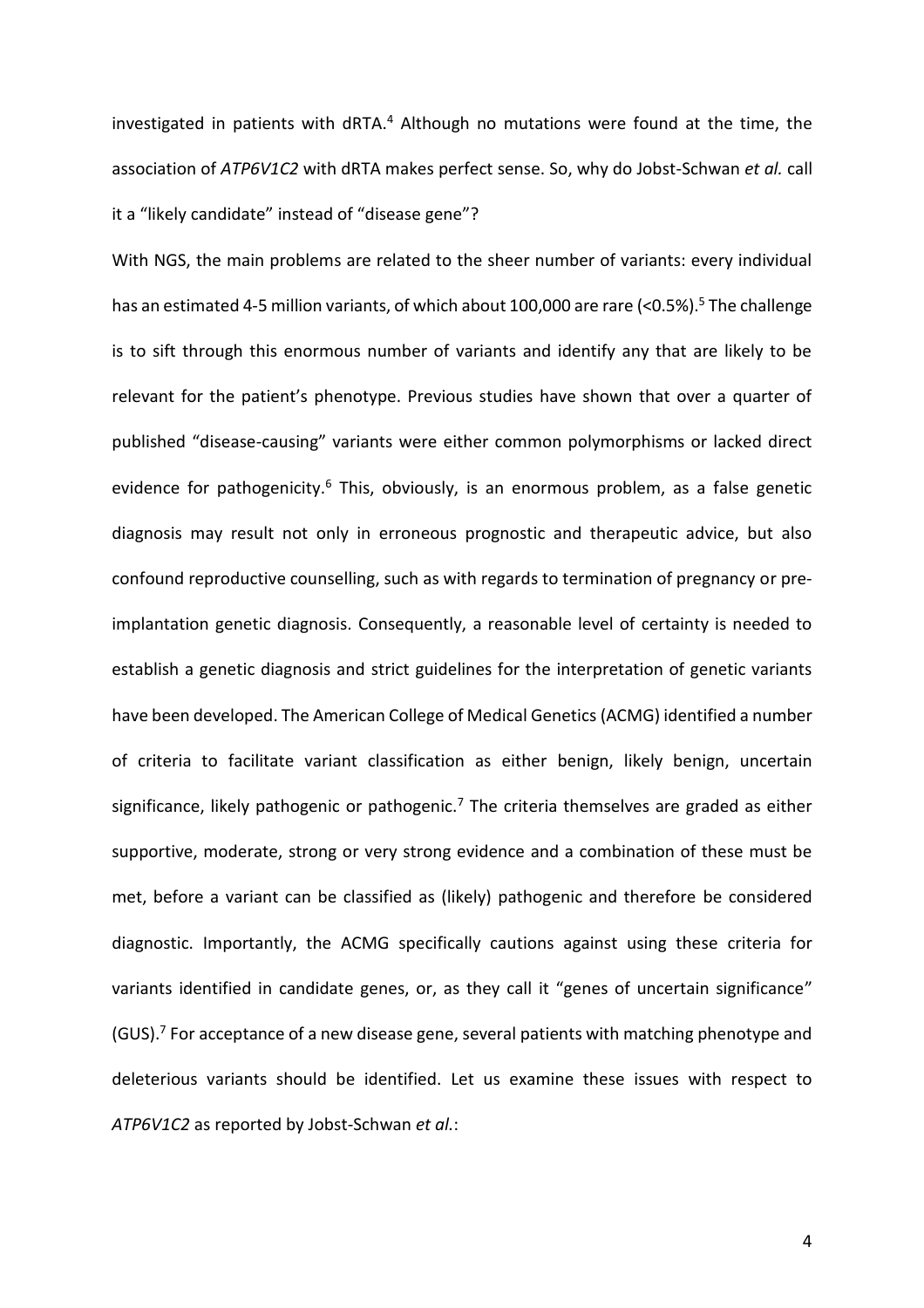investigated in patients with dRTA.[4] Although no mutations were found at the time, the association of *ATP6V1C2* with dRTA makes perfect sense. So, why do Jobst-Schwan *et al.* call it a "likely candidate" instead of "disease gene"?

With NGS, the main problems are related to the sheer number of variants: every individual has an estimated 4-5 million variants, of which about 100,000 are rare (<0.5%).[5] The challenge is to sift through this enormous number of variants and identify any that are likely to be relevant for the patient's phenotype. Previous studies have shown that over a quarter of published "disease-causing" variants were either common polymorphisms or lacked direct evidence for pathogenicity.[6] This, obviously, is an enormous problem, as a false genetic diagnosis may result not only in erroneous prognostic and therapeutic advice, but also confound reproductive counselling, such as with regards to termination of pregnancy or pre-implantation genetic diagnosis. Consequently, a reasonable level of certainty is needed to establish a genetic diagnosis and strict guidelines for the interpretation of genetic variants have been developed. The American College of Medical Genetics (ACMG) identified a number of criteria to facilitate variant classification as either benign, likely benign, uncertain significance, likely pathogenic or pathogenic.[7] The criteria themselves are graded as either supportive, moderate, strong or very strong evidence and a combination of these must be met, before a variant can be classified as (likely) pathogenic and therefore be considered diagnostic. Importantly, the ACMG specifically cautions against using these criteria for variants identified in candidate genes, or, as they call it "genes of uncertain significance" (GUS).[7] For acceptance of a new disease gene, several patients with matching phenotype and deleterious variants should be identified. Let us examine these issues with respect to *ATP6V1C2* as reported by Jobst-Schwan *et al.*: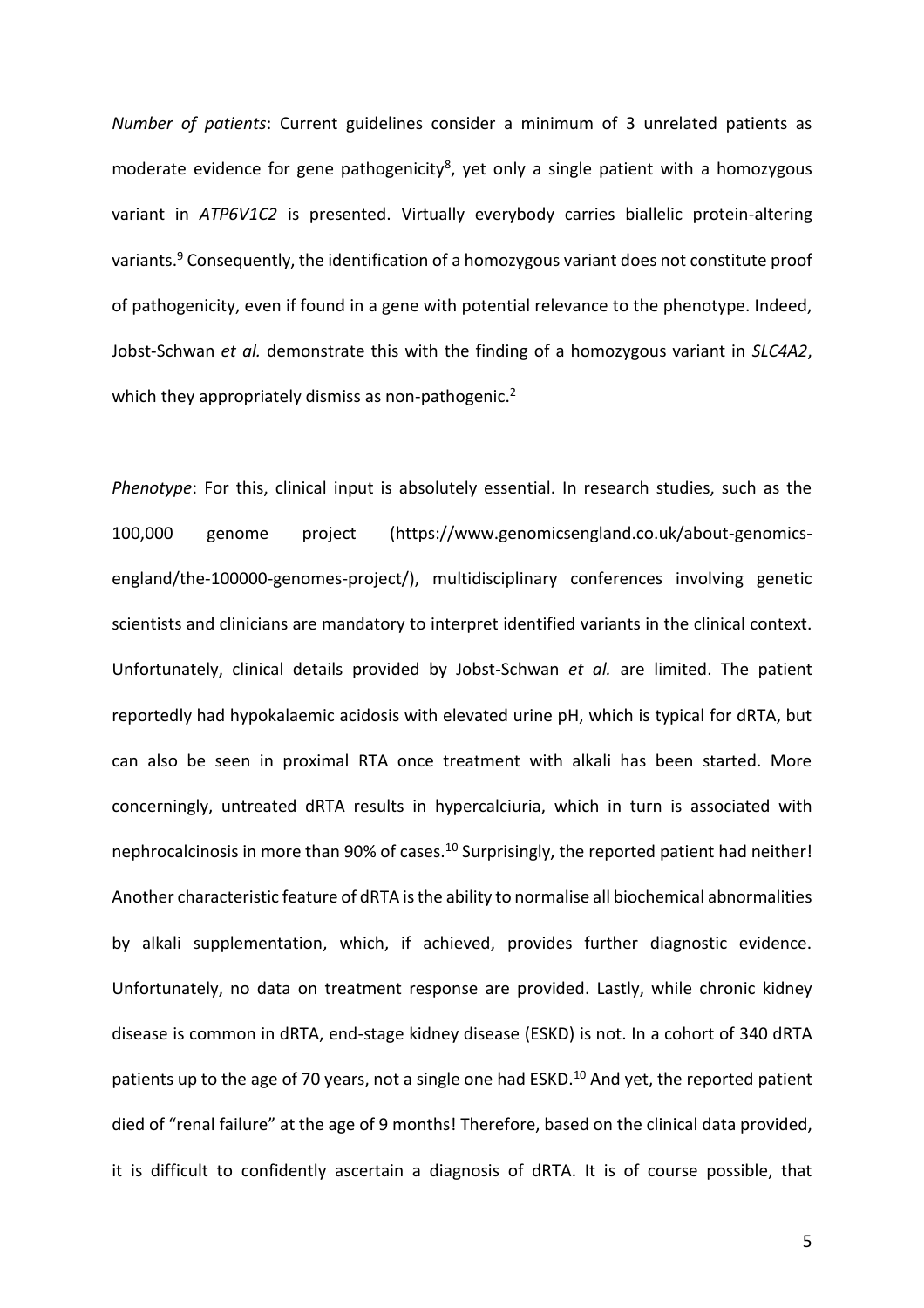*Number of patients*: Current guidelines consider a minimum of 3 unrelated patients as moderate evidence for gene pathogenicity[8], yet only a single patient with a homozygous variant in *ATP6V1C2* is presented. Virtually everybody carries biallelic protein-altering variants.[9] Consequently, the identification of a homozygous variant does not constitute proof of pathogenicity, even if found in a gene with potential relevance to the phenotype. Indeed, Jobst-Schwan *et al.* demonstrate this with the finding of a homozygous variant in *SLC4A2*, which they appropriately dismiss as non-pathogenic.[2]

*Phenotype*: For this, clinical input is absolutely essential. In research studies, such as the 100,000 genome project (https://www.genomicsengland.co.uk/about-genomics-england/the-100000-genomes-project/), multidisciplinary conferences involving genetic scientists and clinicians are mandatory to interpret identified variants in the clinical context. Unfortunately, clinical details provided by Jobst-Schwan *et al.* are limited. The patient reportedly had hypokalaemic acidosis with elevated urine pH, which is typical for dRTA, but can also be seen in proximal RTA once treatment with alkali has been started. More concerningly, untreated dRTA results in hypercalciuria, which in turn is associated with nephrocalcinosis in more than 90% of cases.[10] Surprisingly, the reported patient had neither! Another characteristic feature of dRTA is the ability to normalise all biochemical abnormalities by alkali supplementation, which, if achieved, provides further diagnostic evidence. Unfortunately, no data on treatment response are provided. Lastly, while chronic kidney disease is common in dRTA, end-stage kidney disease (ESKD) is not. In a cohort of 340 dRTA patients up to the age of 70 years, not a single one had ESKD.[10] And yet, the reported patient died of "renal failure" at the age of 9 months! Therefore, based on the clinical data provided, it is difficult to confidently ascertain a diagnosis of dRTA. It is of course possible, that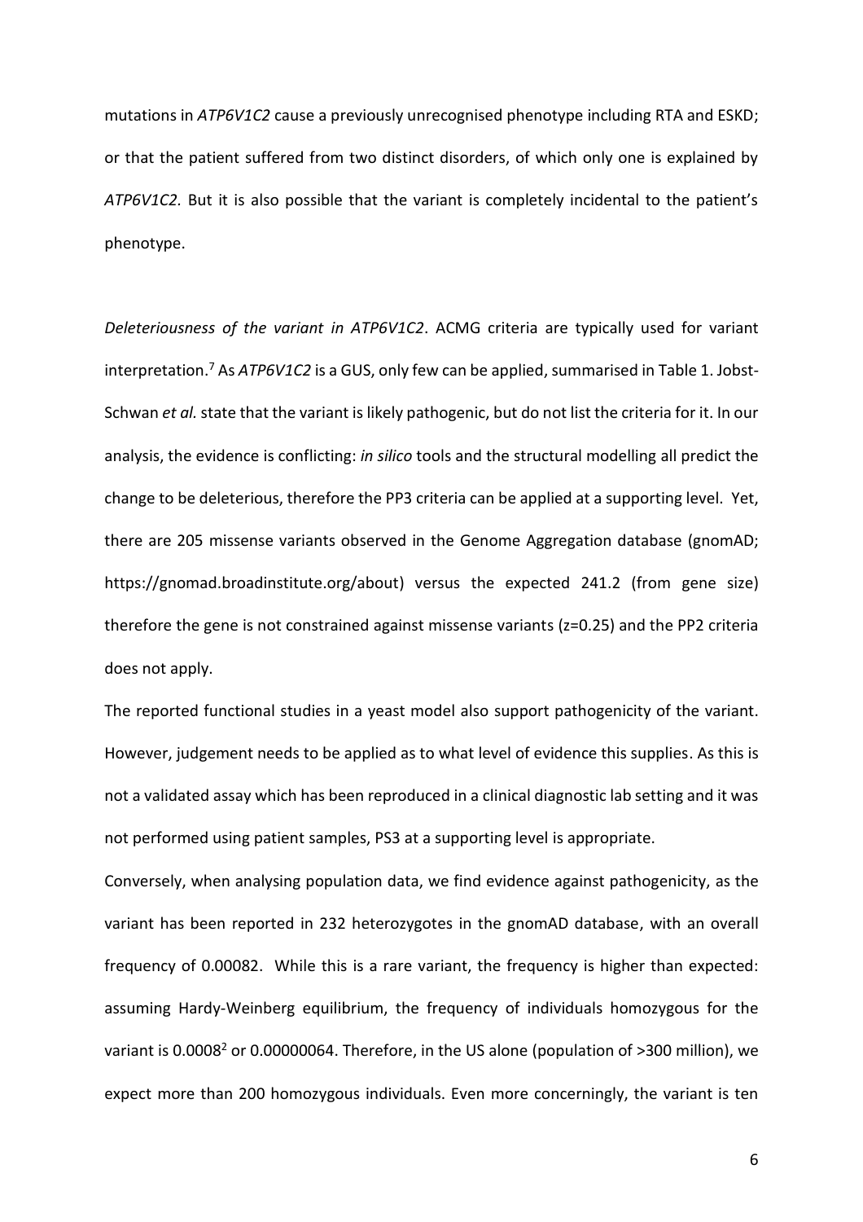mutations in *ATP6V1C2* cause a previously unrecognised phenotype including RTA and ESKD; or that the patient suffered from two distinct disorders, of which only one is explained by *ATP6V1C2*. But it is also possible that the variant is completely incidental to the patient's phenotype.

*Deleteriousness of the variant in ATP6V1C2*. ACMG criteria are typically used for variant interpretation.[7] As *ATP6V1C2* is a GUS, only few can be applied, summarised in Table 1. Jobst-Schwan *et al.* state that the variant is likely pathogenic, but do not list the criteria for it. In our analysis, the evidence is conflicting: *in silico* tools and the structural modelling all predict the change to be deleterious, therefore the PP3 criteria can be applied at a supporting level. Yet, there are 205 missense variants observed in the Genome Aggregation database (gnomAD; https://gnomad.broadinstitute.org/about) versus the expected 241.2 (from gene size) therefore the gene is not constrained against missense variants (z=0.25) and the PP2 criteria does not apply.

The reported functional studies in a yeast model also support pathogenicity of the variant. However, judgement needs to be applied as to what level of evidence this supplies. As this is not a validated assay which has been reproduced in a clinical diagnostic lab setting and it was not performed using patient samples, PS3 at a supporting level is appropriate.

Conversely, when analysing population data, we find evidence against pathogenicity, as the variant has been reported in 232 heterozygotes in the gnomAD database, with an overall frequency of 0.00082. While this is a rare variant, the frequency is higher than expected: assuming Hardy-Weinberg equilibrium, the frequency of individuals homozygous for the variant is $0.0008^2$ or 0.00000064. Therefore, in the US alone (population of >300 million), we expect more than 200 homozygous individuals. Even more concerningly, the variant is ten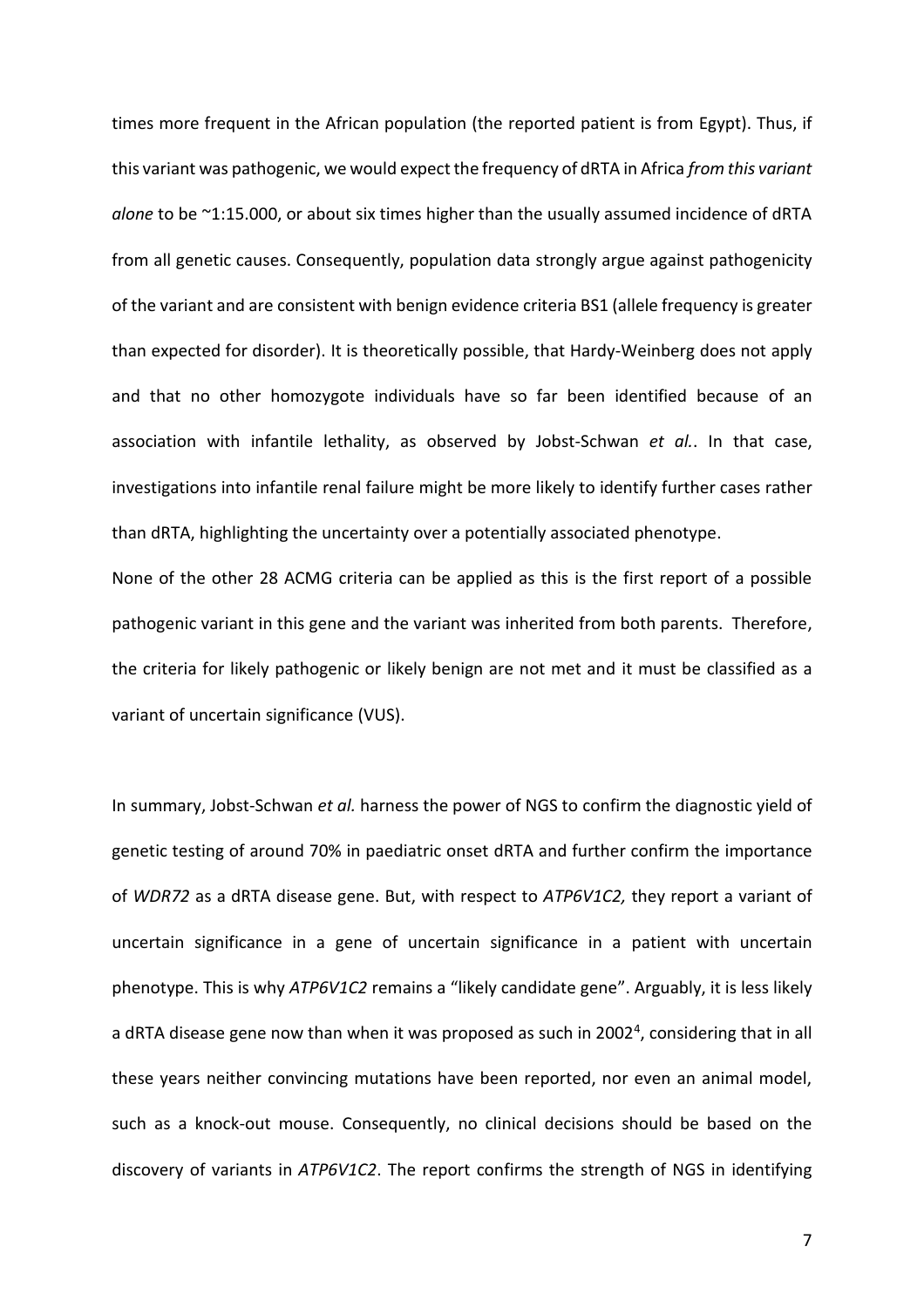times more frequent in the African population (the reported patient is from Egypt). Thus, if this variant was pathogenic, we would expect the frequency of dRTA in Africa *from this variant alone* to be ~1:15.000, or about six times higher than the usually assumed incidence of dRTA from all genetic causes. Consequently, population data strongly argue against pathogenicity of the variant and are consistent with benign evidence criteria BS1 (allele frequency is greater than expected for disorder). It is theoretically possible, that Hardy-Weinberg does not apply and that no other homozygote individuals have so far been identified because of an association with infantile lethality, as observed by Jobst-Schwan *et al.*. In that case, investigations into infantile renal failure might be more likely to identify further cases rather than dRTA, highlighting the uncertainty over a potentially associated phenotype.

None of the other 28 ACMG criteria can be applied as this is the first report of a possible pathogenic variant in this gene and the variant was inherited from both parents. Therefore, the criteria for likely pathogenic or likely benign are not met and it must be classified as a variant of uncertain significance (VUS).

In summary, Jobst-Schwan *et al.* harness the power of NGS to confirm the diagnostic yield of genetic testing of around 70% in paediatric onset dRTA and further confirm the importance of *WDR72* as a dRTA disease gene. But, with respect to *ATP6V1C2,* they report a variant of uncertain significance in a gene of uncertain significance in a patient with uncertain phenotype. This is why *ATP6V1C2* remains a "likely candidate gene". Arguably, it is less likely a dRTA disease gene now than when it was proposed as such in 2002[4], considering that in all these years neither convincing mutations have been reported, nor even an animal model, such as a knock-out mouse. Consequently, no clinical decisions should be based on the discovery of variants in *ATP6V1C2*. The report confirms the strength of NGS in identifying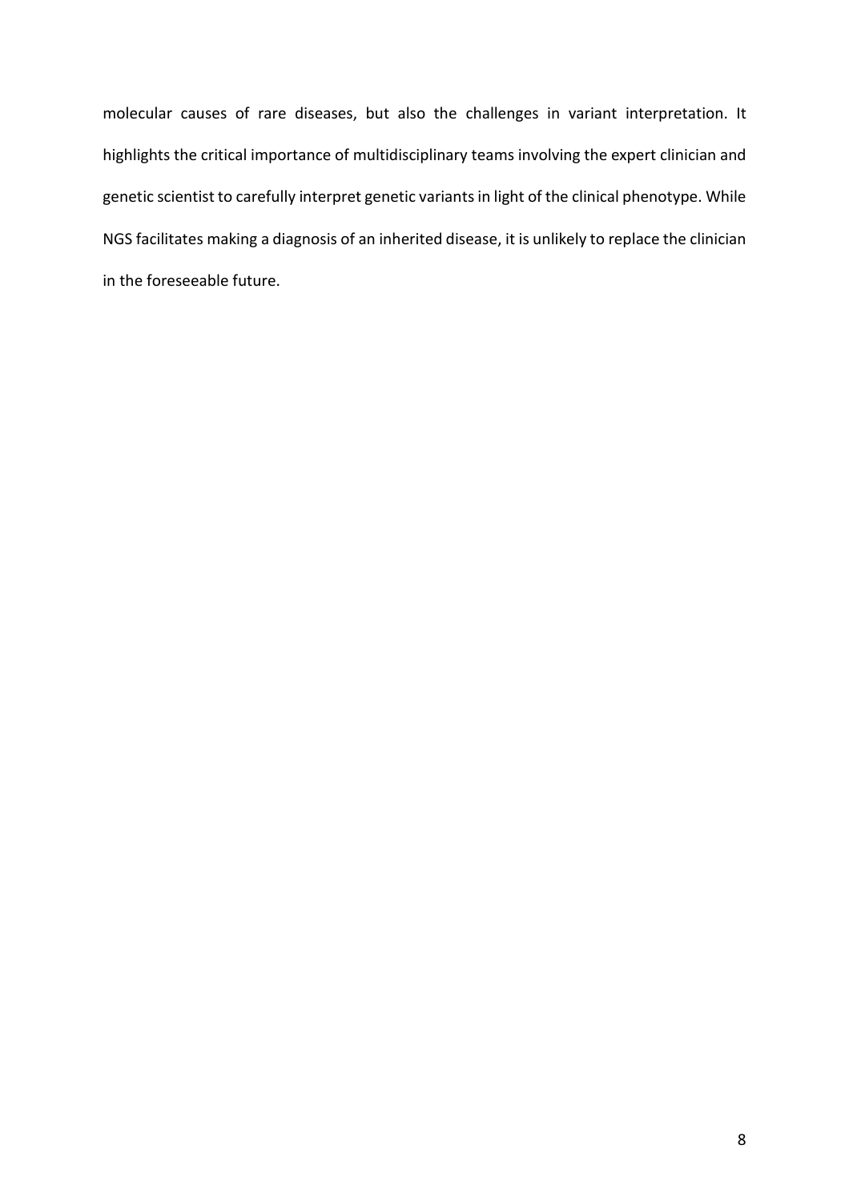molecular causes of rare diseases, but also the challenges in variant interpretation. It highlights the critical importance of multidisciplinary teams involving the expert clinician and genetic scientist to carefully interpret genetic variants in light of the clinical phenotype. While NGS facilitates making a diagnosis of an inherited disease, it is unlikely to replace the clinician in the foreseeable future.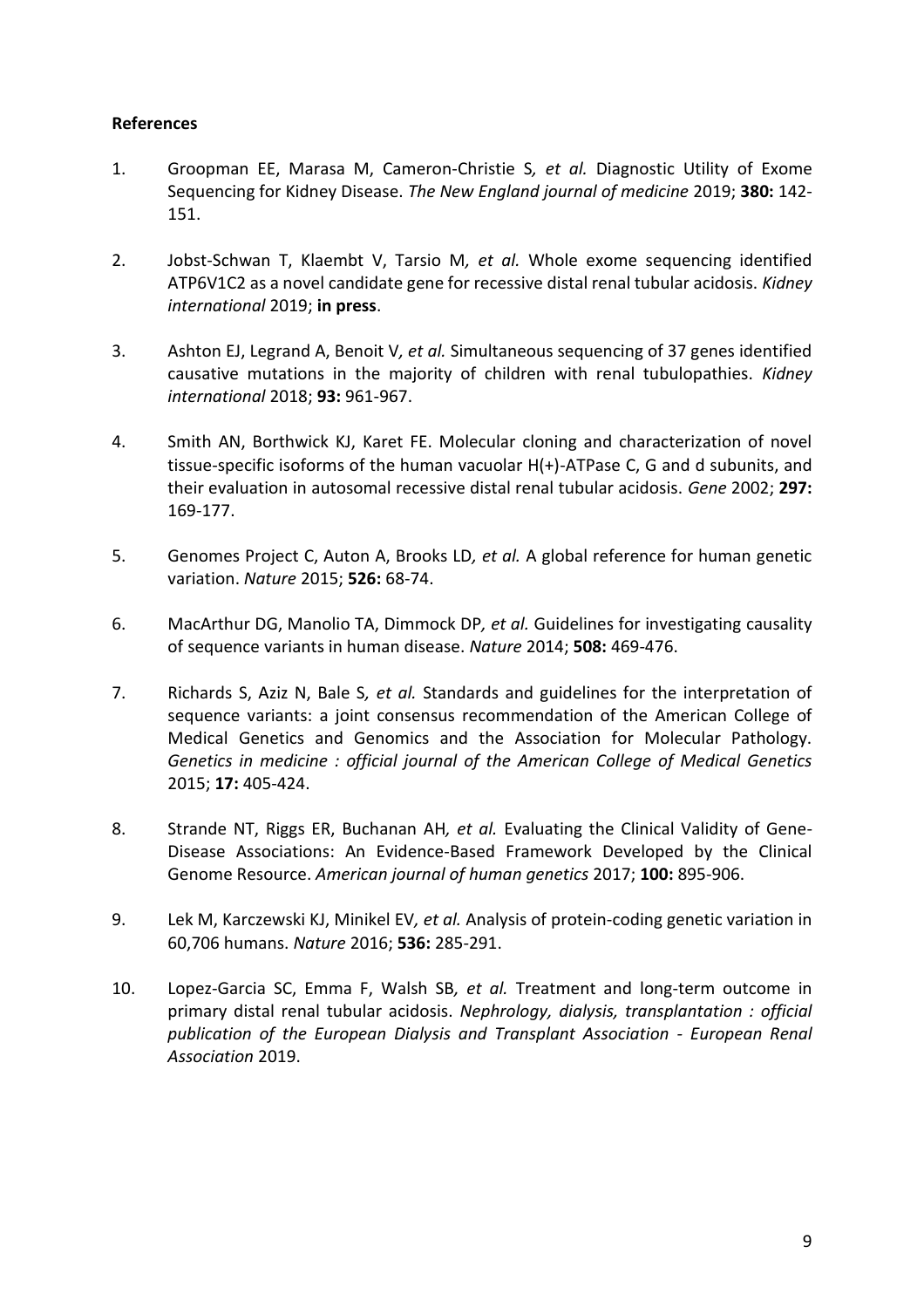**References**

1. Groopman EE, Marasa M, Cameron-Christie S*, et al.* Diagnostic Utility of Exome Sequencing for Kidney Disease. *The New England journal of medicine* 2019; **380:** 142-151.

2. Jobst-Schwan T, Klaembt V, Tarsio M*, et al.* Whole exome sequencing identified ATP6V1C2 as a novel candidate gene for recessive distal renal tubular acidosis. *Kidney international* 2019; **in press**.

3. Ashton EJ, Legrand A, Benoit V*, et al.* Simultaneous sequencing of 37 genes identified causative mutations in the majority of children with renal tubulopathies. *Kidney international* 2018; **93:** 961-967.

4. Smith AN, Borthwick KJ, Karet FE. Molecular cloning and characterization of novel tissue-specific isoforms of the human vacuolar H(+)-ATPase C, G and d subunits, and their evaluation in autosomal recessive distal renal tubular acidosis. *Gene* 2002; **297:** 169-177.

5. Genomes Project C, Auton A, Brooks LD*, et al.* A global reference for human genetic variation. *Nature* 2015; **526:** 68-74.

6. MacArthur DG, Manolio TA, Dimmock DP*, et al.* Guidelines for investigating causality of sequence variants in human disease. *Nature* 2014; **508:** 469-476.

7. Richards S, Aziz N, Bale S*, et al.* Standards and guidelines for the interpretation of sequence variants: a joint consensus recommendation of the American College of Medical Genetics and Genomics and the Association for Molecular Pathology. *Genetics in medicine : official journal of the American College of Medical Genetics* 2015; **17:** 405-424.

8. Strande NT, Riggs ER, Buchanan AH*, et al.* Evaluating the Clinical Validity of Gene-Disease Associations: An Evidence-Based Framework Developed by the Clinical Genome Resource. *American journal of human genetics* 2017; **100:** 895-906.

9. Lek M, Karczewski KJ, Minikel EV*, et al.* Analysis of protein-coding genetic variation in 60,706 humans. *Nature* 2016; **536:** 285-291.

10. Lopez-Garcia SC, Emma F, Walsh SB*, et al.* Treatment and long-term outcome in primary distal renal tubular acidosis. *Nephrology, dialysis, transplantation : official publication of the European Dialysis and Transplant Association - European Renal Association* 2019.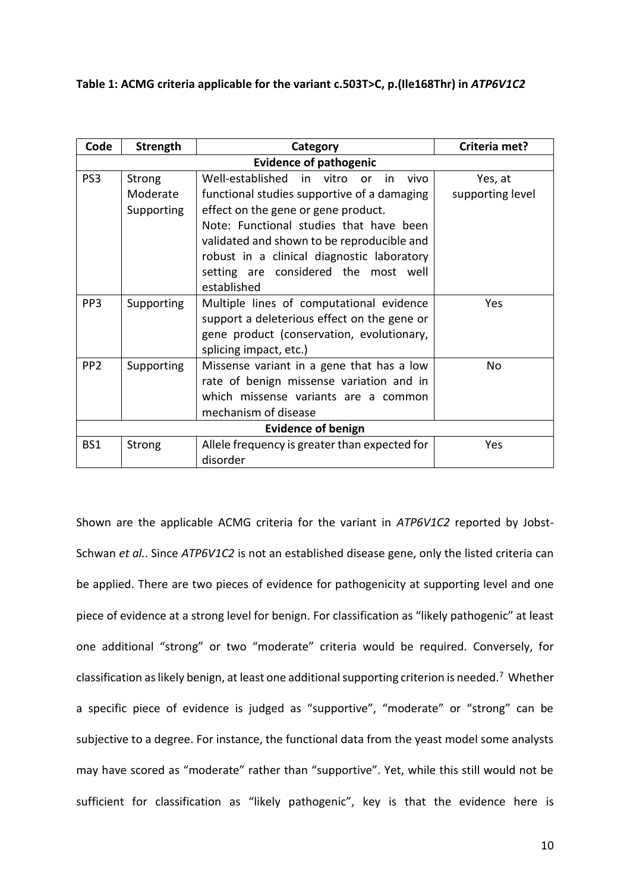**Table 1: ACMG criteria applicable for the variant c.503T>C, p.(Ile168Thr) in *ATP6V1C2***

| Code | Strength | Category | Criteria met? |
|---|---|---|---|
| **Evidence of pathogenic** | | | |
| PS3 | Strong<br>Moderate<br>Supporting | Well-established in vitro or in vivo functional studies supportive of a damaging effect on the gene or gene product.<br>Note: Functional studies that have been validated and shown to be reproducible and robust in a clinical diagnostic laboratory setting are considered the most well established | Yes, at supporting level |
| PP3 | Supporting | Multiple lines of computational evidence support a deleterious effect on the gene or gene product (conservation, evolutionary, splicing impact, etc.) | Yes |
| PP2 | Supporting | Missense variant in a gene that has a low rate of benign missense variation and in which missense variants are a common mechanism of disease | No |
| **Evidence of benign** | | | |
| BS1 | Strong | Allele frequency is greater than expected for disorder | Yes |

Shown are the applicable ACMG criteria for the variant in *ATP6V1C2* reported by Jobst-Schwan *et al.*. Since *ATP6V1C2* is not an established disease gene, only the listed criteria can be applied. There are two pieces of evidence for pathogenicity at supporting level and one piece of evidence at a strong level for benign. For classification as "likely pathogenic" at least one additional "strong" or two "moderate" criteria would be required. Conversely, for classification as likely benign, at least one additional supporting criterion is needed.[7] Whether a specific piece of evidence is judged as "supportive", "moderate" or "strong" can be subjective to a degree. For instance, the functional data from the yeast model some analysts may have scored as "moderate" rather than "supportive". Yet, while this still would not be sufficient for classification as "likely pathogenic", key is that the evidence here is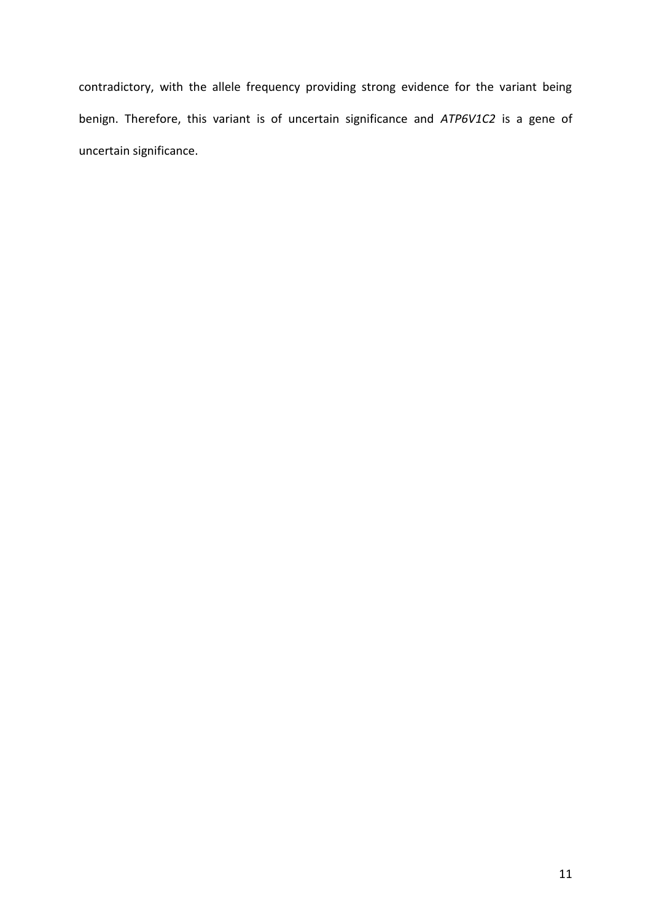contradictory, with the allele frequency providing strong evidence for the variant being benign. Therefore, this variant is of uncertain significance and *ATP6V1C2* is a gene of uncertain significance.